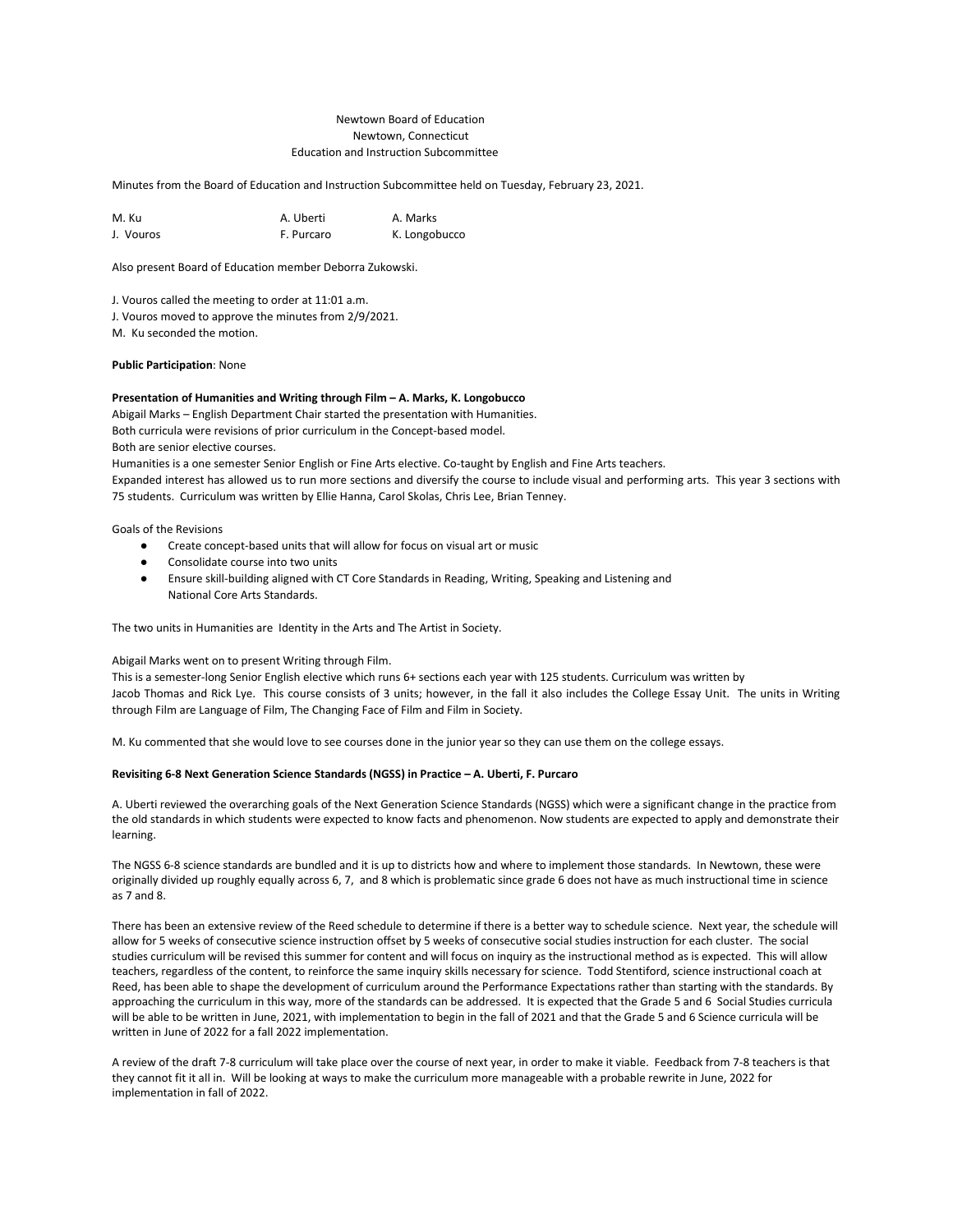Newtown Board of Education
Newtown, Connecticut
Education and Instruction Subcommittee

Minutes from the Board of Education and Instruction Subcommittee held on Tuesday, February 23, 2021.

| | | |
|---|---|---|
| M. Ku | A. Uberti | A. Marks |
| J. Vouros | F. Purcaro | K. Longobucco |

Also present Board of Education member Deborra Zukowski.

J. Vouros called the meeting to order at 11:01 a.m.
J. Vouros moved to approve the minutes from 2/9/2021.
M. Ku seconded the motion.

**Public Participation**: None

**Presentation of Humanities and Writing through Film – A. Marks, K. Longobucco**

Abigail Marks – English Department Chair started the presentation with Humanities.
Both curricula were revisions of prior curriculum in the Concept-based model.
Both are senior elective courses.
Humanities is a one semester Senior English or Fine Arts elective. Co-taught by English and Fine Arts teachers.
Expanded interest has allowed us to run more sections and diversify the course to include visual and performing arts. This year 3 sections with 75 students. Curriculum was written by Ellie Hanna, Carol Skolas, Chris Lee, Brian Tenney.

Goals of the Revisions

- Create concept-based units that will allow for focus on visual art or music
- Consolidate course into two units
- Ensure skill-building aligned with CT Core Standards in Reading, Writing, Speaking and Listening and National Core Arts Standards.

The two units in Humanities are Identity in the Arts and The Artist in Society.

Abigail Marks went on to present Writing through Film.
This is a semester-long Senior English elective which runs 6+ sections each year with 125 students. Curriculum was written by Jacob Thomas and Rick Lye. This course consists of 3 units; however, in the fall it also includes the College Essay Unit. The units in Writing through Film are Language of Film, The Changing Face of Film and Film in Society.

M. Ku commented that she would love to see courses done in the junior year so they can use them on the college essays.

**Revisiting 6-8 Next Generation Science Standards (NGSS) in Practice – A. Uberti, F. Purcaro**

A. Uberti reviewed the overarching goals of the Next Generation Science Standards (NGSS) which were a significant change in the practice from the old standards in which students were expected to know facts and phenomenon. Now students are expected to apply and demonstrate their learning.

The NGSS 6-8 science standards are bundled and it is up to districts how and where to implement those standards. In Newtown, these were originally divided up roughly equally across 6, 7, and 8 which is problematic since grade 6 does not have as much instructional time in science as 7 and 8.

There has been an extensive review of the Reed schedule to determine if there is a better way to schedule science. Next year, the schedule will allow for 5 weeks of consecutive science instruction offset by 5 weeks of consecutive social studies instruction for each cluster. The social studies curriculum will be revised this summer for content and will focus on inquiry as the instructional method as is expected. This will allow teachers, regardless of the content, to reinforce the same inquiry skills necessary for science. Todd Stentiford, science instructional coach at Reed, has been able to shape the development of curriculum around the Performance Expectations rather than starting with the standards. By approaching the curriculum in this way, more of the standards can be addressed. It is expected that the Grade 5 and 6 Social Studies curricula will be able to be written in June, 2021, with implementation to begin in the fall of 2021 and that the Grade 5 and 6 Science curricula will be written in June of 2022 for a fall 2022 implementation.

A review of the draft 7-8 curriculum will take place over the course of next year, in order to make it viable. Feedback from 7-8 teachers is that they cannot fit it all in. Will be looking at ways to make the curriculum more manageable with a probable rewrite in June, 2022 for implementation in fall of 2022.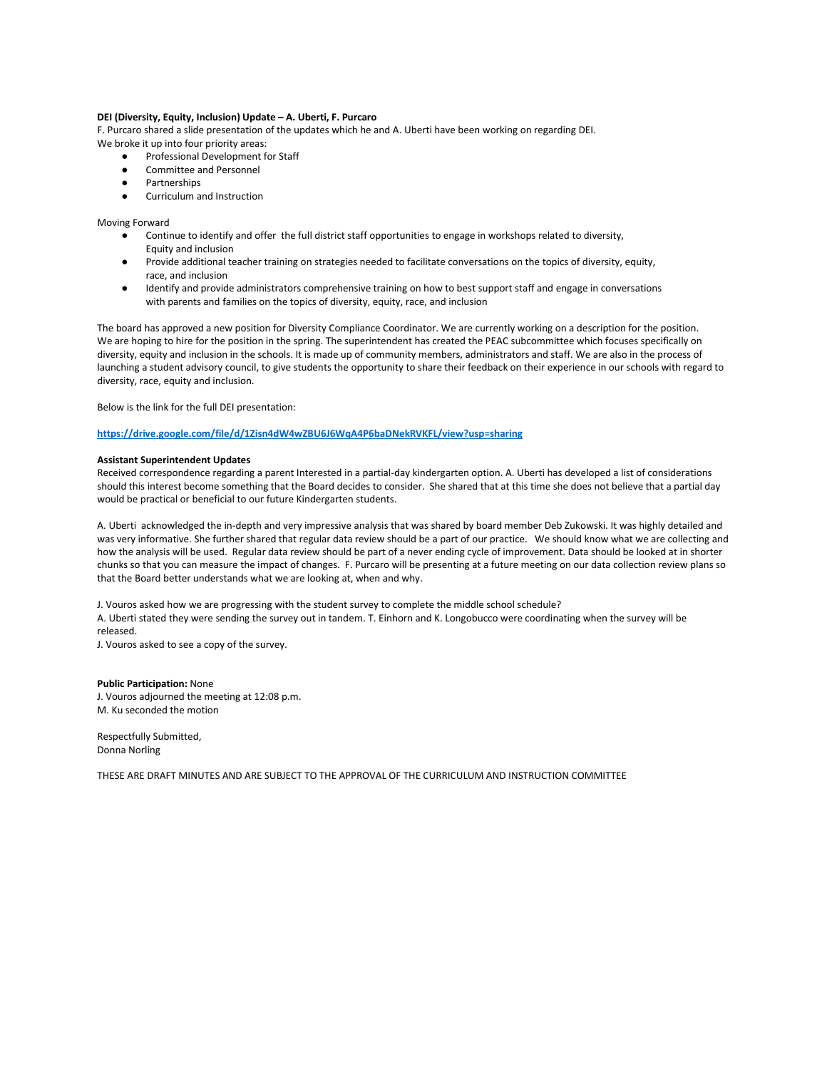**DEI (Diversity, Equity, Inclusion) Update – A. Uberti, F. Purcaro**

F. Purcaro shared a slide presentation of the updates which he and A. Uberti have been working on regarding DEI.
We broke it up into four priority areas:

- Professional Development for Staff
- Committee and Personnel
- Partnerships
- Curriculum and Instruction

Moving Forward

- Continue to identify and offer the full district staff opportunities to engage in workshops related to diversity, Equity and inclusion
- Provide additional teacher training on strategies needed to facilitate conversations on the topics of diversity, equity, race, and inclusion
- Identify and provide administrators comprehensive training on how to best support staff and engage in conversations with parents and families on the topics of diversity, equity, race, and inclusion

The board has approved a new position for Diversity Compliance Coordinator. We are currently working on a description for the position. We are hoping to hire for the position in the spring. The superintendent has created the PEAC subcommittee which focuses specifically on diversity, equity and inclusion in the schools. It is made up of community members, administrators and staff. We are also in the process of launching a student advisory council, to give students the opportunity to share their feedback on their experience in our schools with regard to diversity, race, equity and inclusion.

Below is the link for the full DEI presentation:

**https://drive.google.com/file/d/1Zisn4dW4wZBU6J6WqA4P6baDNekRVKFL/view?usp=sharing**

**Assistant Superintendent Updates**

Received correspondence regarding a parent Interested in a partial-day kindergarten option. A. Uberti has developed a list of considerations should this interest become something that the Board decides to consider. She shared that at this time she does not believe that a partial day would be practical or beneficial to our future Kindergarten students.

A. Uberti acknowledged the in-depth and very impressive analysis that was shared by board member Deb Zukowski. It was highly detailed and was very informative. She further shared that regular data review should be a part of our practice. We should know what we are collecting and how the analysis will be used. Regular data review should be part of a never ending cycle of improvement. Data should be looked at in shorter chunks so that you can measure the impact of changes. F. Purcaro will be presenting at a future meeting on our data collection review plans so that the Board better understands what we are looking at, when and why.

J. Vouros asked how we are progressing with the student survey to complete the middle school schedule?
A. Uberti stated they were sending the survey out in tandem. T. Einhorn and K. Longobucco were coordinating when the survey will be released.
J. Vouros asked to see a copy of the survey.

**Public Participation:** None
J. Vouros adjourned the meeting at 12:08 p.m.
M. Ku seconded the motion

Respectfully Submitted,
Donna Norling

THESE ARE DRAFT MINUTES AND ARE SUBJECT TO THE APPROVAL OF THE CURRICULUM AND INSTRUCTION COMMITTEE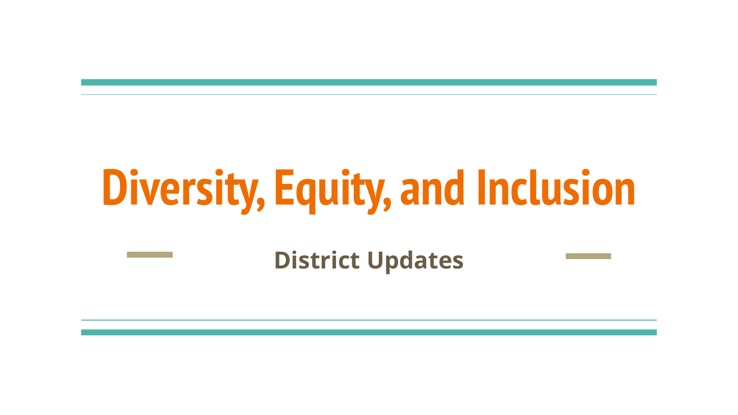# Diversity, Equity, and Inclusion

**District Updates**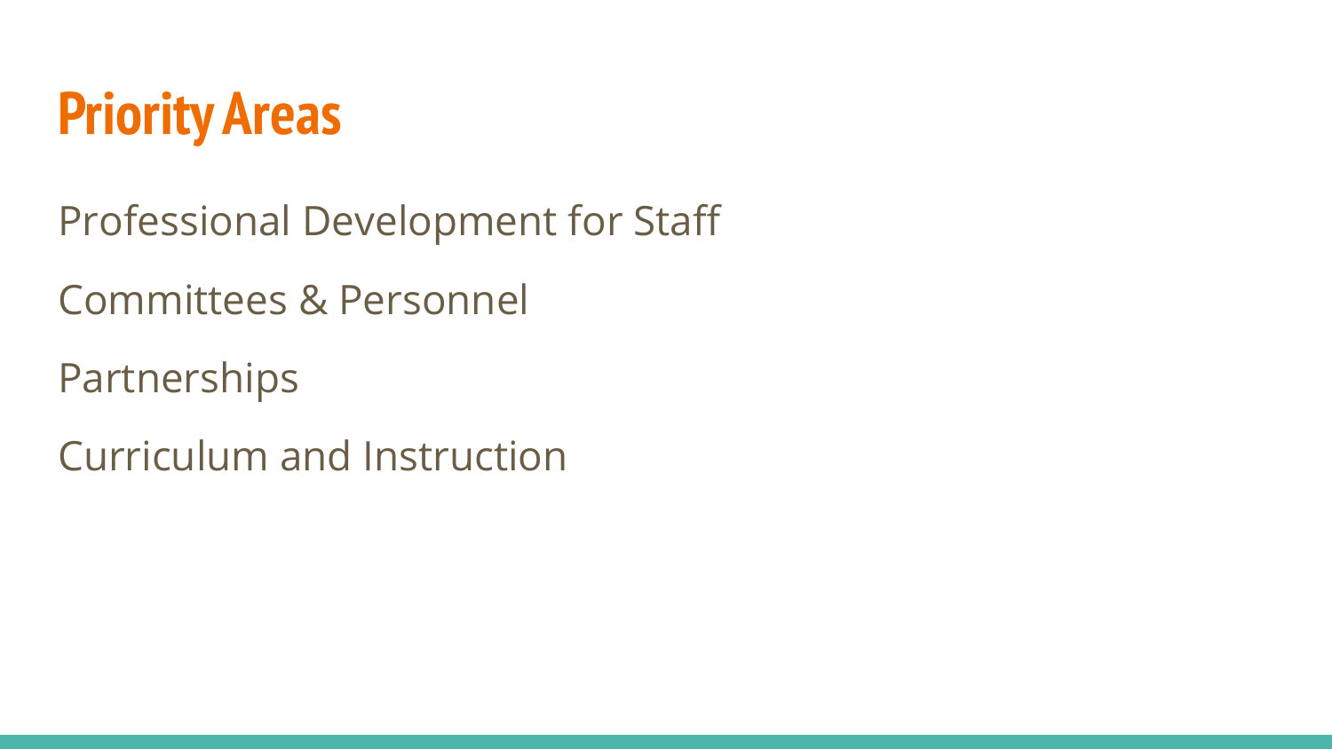# Priority Areas

Professional Development for Staff

Committees & Personnel

Partnerships

Curriculum and Instruction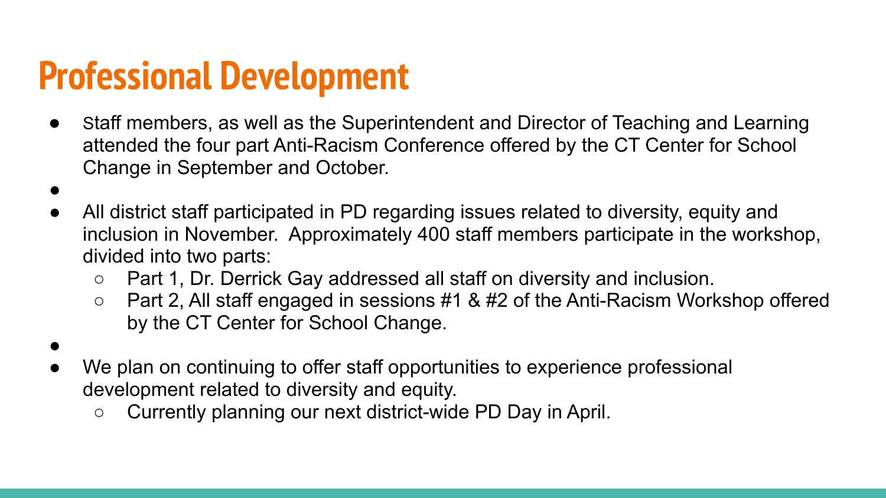# Professional Development

- Staff members, as well as the Superintendent and Director of Teaching and Learning attended the four part Anti-Racism Conference offered by the CT Center for School Change in September and October.
- All district staff participated in PD regarding issues related to diversity, equity and inclusion in November. Approximately 400 staff members participate in the workshop, divided into two parts:
  - Part 1, Dr. Derrick Gay addressed all staff on diversity and inclusion.
  - Part 2, All staff engaged in sessions #1 & #2 of the Anti-Racism Workshop offered by the CT Center for School Change.
- We plan on continuing to offer staff opportunities to experience professional development related to diversity and equity.
  - Currently planning our next district-wide PD Day in April.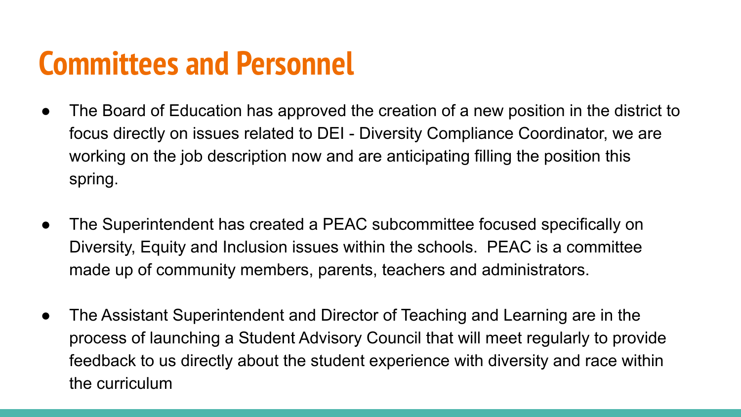# Committees and Personnel

- The Board of Education has approved the creation of a new position in the district to focus directly on issues related to DEI - Diversity Compliance Coordinator, we are working on the job description now and are anticipating filling the position this spring.

- The Superintendent has created a PEAC subcommittee focused specifically on Diversity, Equity and Inclusion issues within the schools. PEAC is a committee made up of community members, parents, teachers and administrators.

- The Assistant Superintendent and Director of Teaching and Learning are in the process of launching a Student Advisory Council that will meet regularly to provide feedback to us directly about the student experience with diversity and race within the curriculum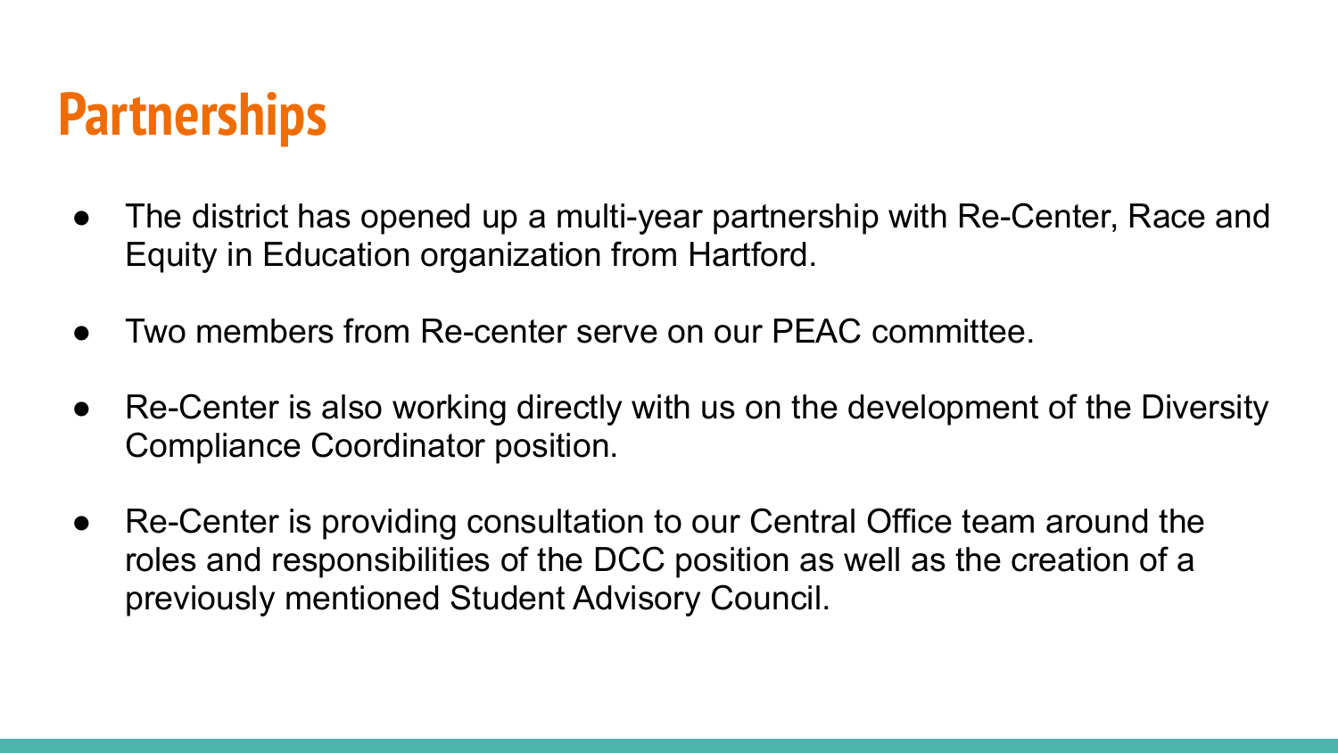# Partnerships

- The district has opened up a multi-year partnership with Re-Center, Race and Equity in Education organization from Hartford.
- Two members from Re-center serve on our PEAC committee.
- Re-Center is also working directly with us on the development of the Diversity Compliance Coordinator position.
- Re-Center is providing consultation to our Central Office team around the roles and responsibilities of the DCC position as well as the creation of a previously mentioned Student Advisory Council.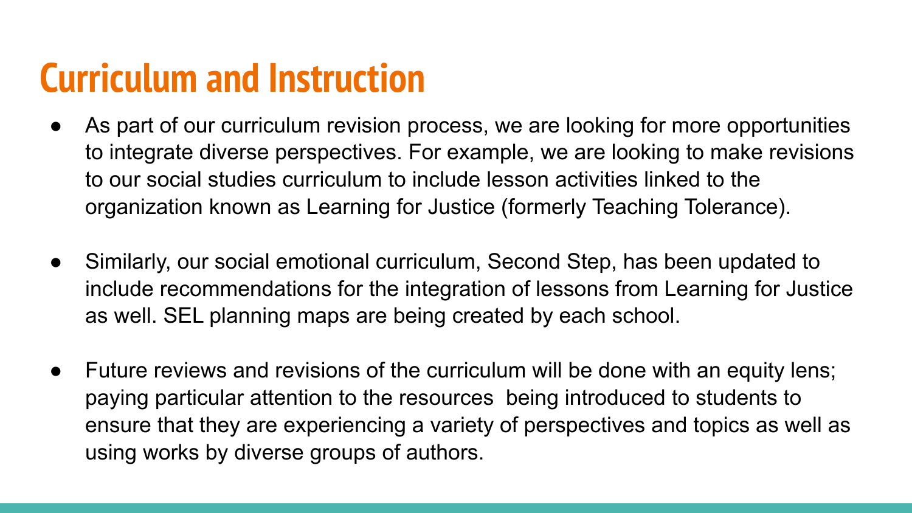# Curriculum and Instruction

- As part of our curriculum revision process, we are looking for more opportunities to integrate diverse perspectives. For example, we are looking to make revisions to our social studies curriculum to include lesson activities linked to the organization known as Learning for Justice (formerly Teaching Tolerance).

- Similarly, our social emotional curriculum, Second Step, has been updated to include recommendations for the integration of lessons from Learning for Justice as well. SEL planning maps are being created by each school.

- Future reviews and revisions of the curriculum will be done with an equity lens; paying particular attention to the resources being introduced to students to ensure that they are experiencing a variety of perspectives and topics as well as using works by diverse groups of authors.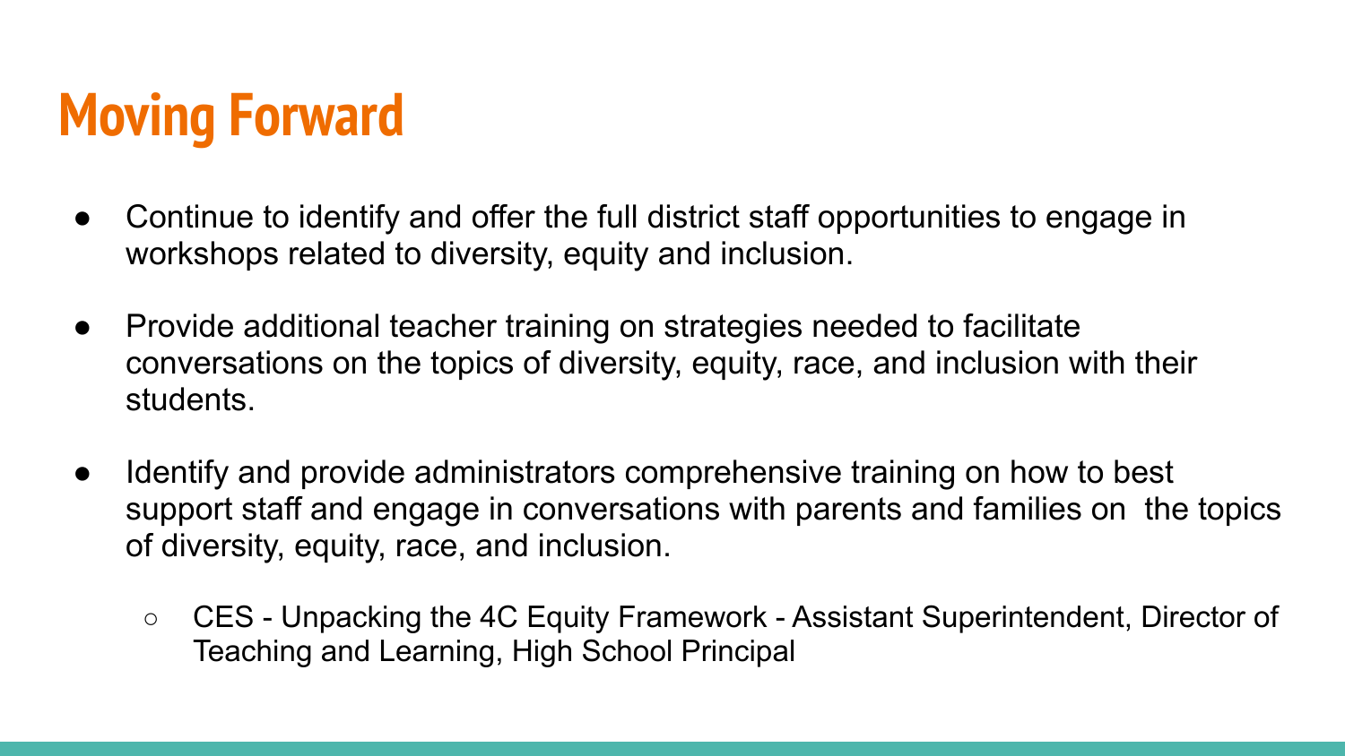# Moving Forward

- Continue to identify and offer the full district staff opportunities to engage in workshops related to diversity, equity and inclusion.
- Provide additional teacher training on strategies needed to facilitate conversations on the topics of diversity, equity, race, and inclusion with their students.
- Identify and provide administrators comprehensive training on how to best support staff and engage in conversations with parents and families on the topics of diversity, equity, race, and inclusion.
  - CES - Unpacking the 4C Equity Framework - Assistant Superintendent, Director of Teaching and Learning, High School Principal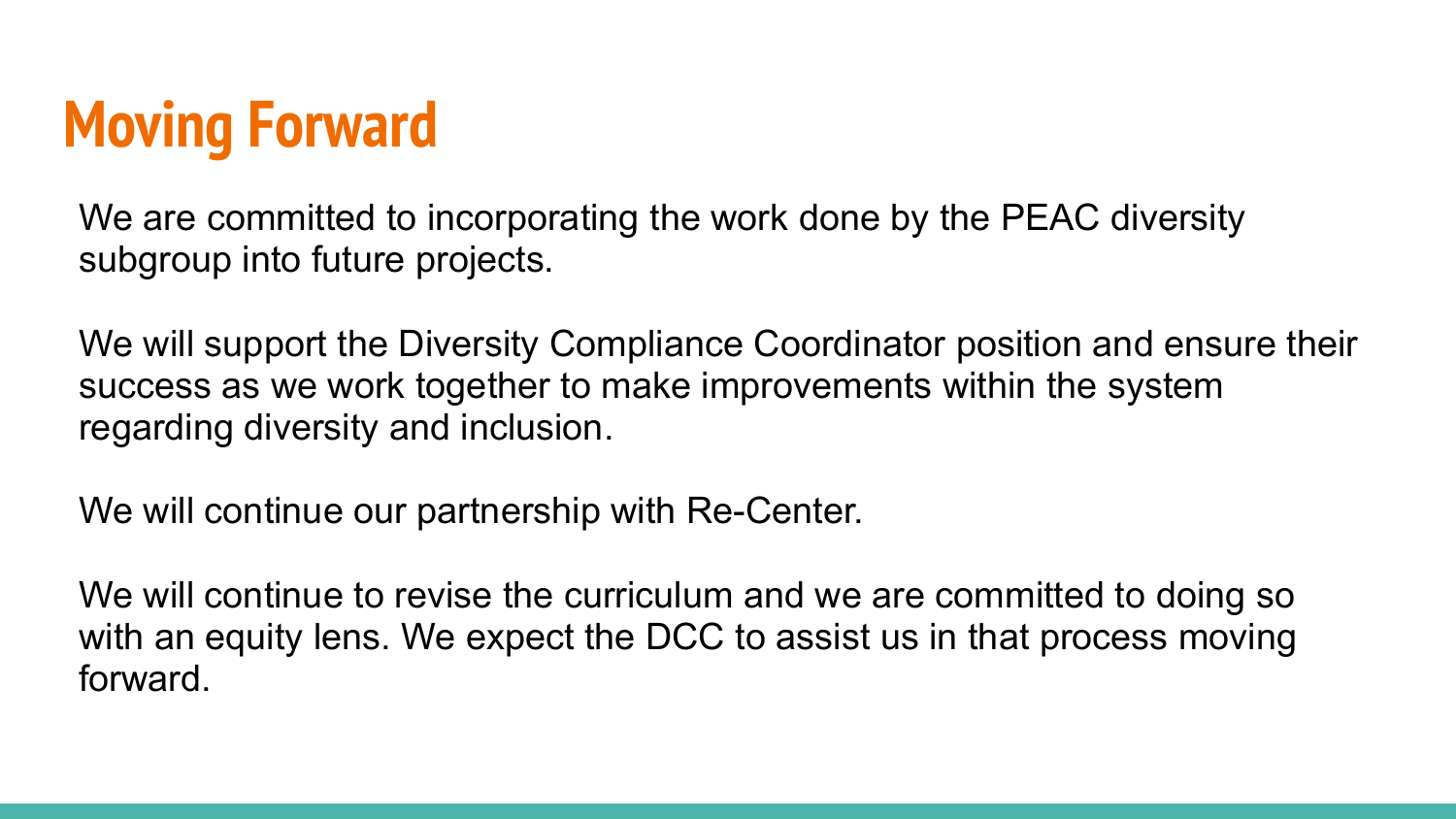# Moving Forward

We are committed to incorporating the work done by the PEAC diversity subgroup into future projects.

We will support the Diversity Compliance Coordinator position and ensure their success as we work together to make improvements within the system regarding diversity and inclusion.

We will continue our partnership with Re-Center.

We will continue to revise the curriculum and we are committed to doing so with an equity lens. We expect the DCC to assist us in that process moving forward.